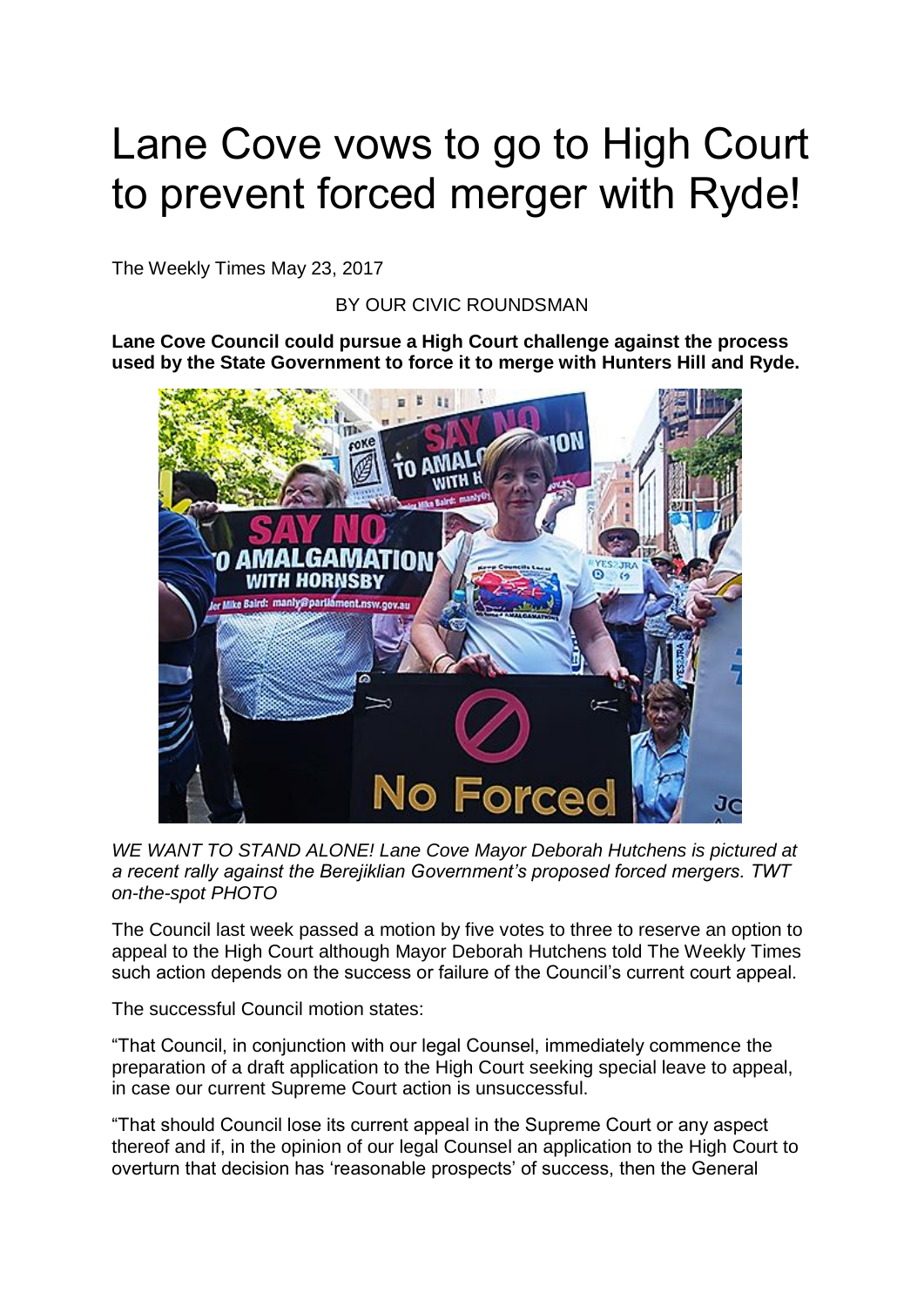# Lane Cove vows to go to High Court to prevent forced merger with Ryde!

The Weekly Times May 23, 2017

BY OUR CIVIC ROUNDSMAN

**Lane Cove Council could pursue a High Court challenge against the process used by the State Government to force it to merge with Hunters Hill and Ryde.**

*WE WANT TO STAND ALONE! Lane Cove Mayor Deborah Hutchens is pictured at a recent rally against the Berejiklian Government's proposed forced mergers. TWT on-the-spot PHOTO*

The Council last week passed a motion by five votes to three to reserve an option to appeal to the High Court although Mayor Deborah Hutchens told The Weekly Times such action depends on the success or failure of the Council's current court appeal.

The successful Council motion states:

"That Council, in conjunction with our legal Counsel, immediately commence the preparation of a draft application to the High Court seeking special leave to appeal, in case our current Supreme Court action is unsuccessful.

"That should Council lose its current appeal in the Supreme Court or any aspect thereof and if, in the opinion of our legal Counsel an application to the High Court to overturn that decision has 'reasonable prospects' of success, then the General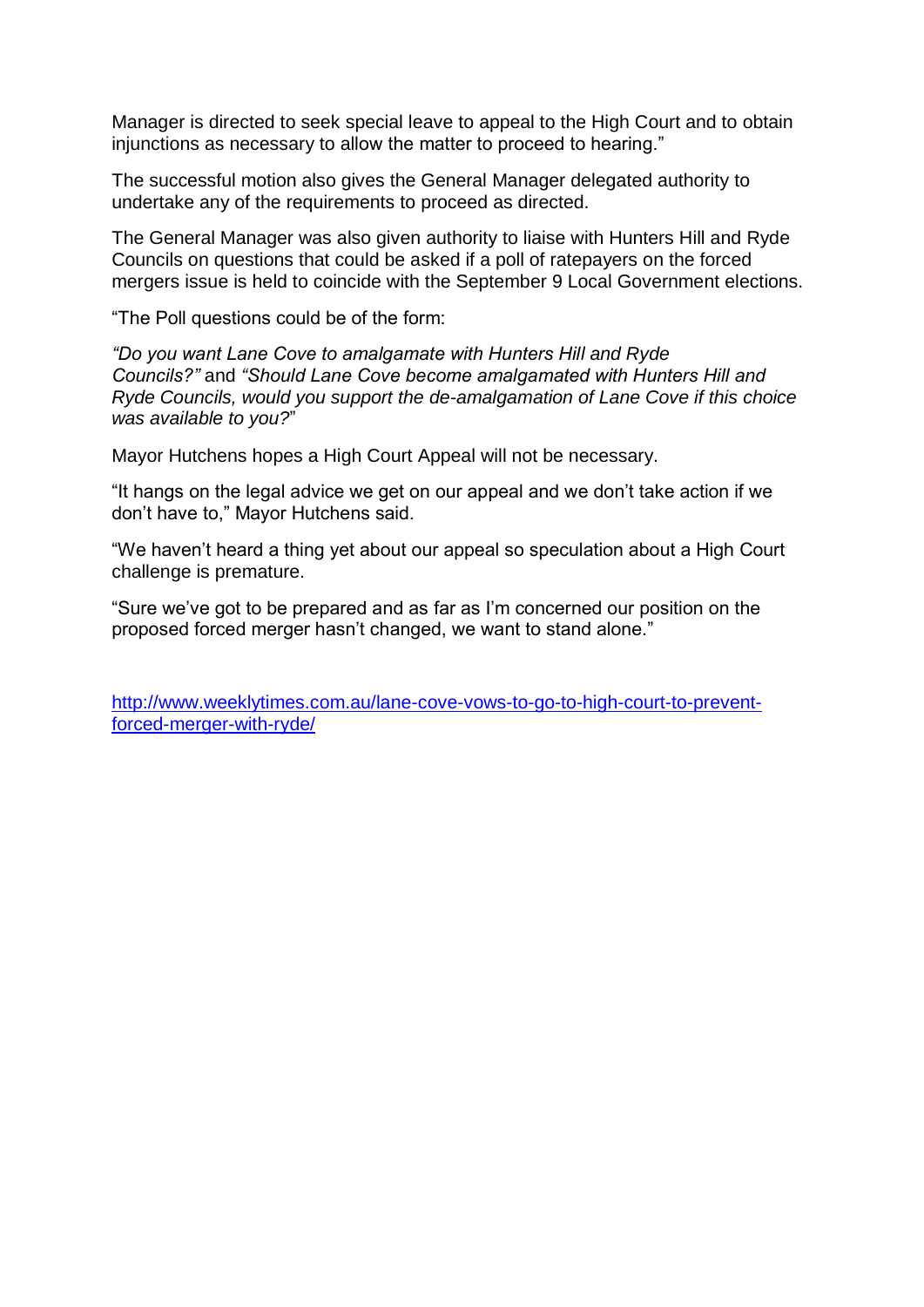Manager is directed to seek special leave to appeal to the High Court and to obtain injunctions as necessary to allow the matter to proceed to hearing."

The successful motion also gives the General Manager delegated authority to undertake any of the requirements to proceed as directed.

The General Manager was also given authority to liaise with Hunters Hill and Ryde Councils on questions that could be asked if a poll of ratepayers on the forced mergers issue is held to coincide with the September 9 Local Government elections.

"The Poll questions could be of the form:

*"Do you want Lane Cove to amalgamate with Hunters Hill and Ryde Councils?"* and *"Should Lane Cove become amalgamated with Hunters Hill and Ryde Councils, would you support the de-amalgamation of Lane Cove if this choice was available to you?*"

Mayor Hutchens hopes a High Court Appeal will not be necessary.

"It hangs on the legal advice we get on our appeal and we don't take action if we don't have to," Mayor Hutchens said.

"We haven't heard a thing yet about our appeal so speculation about a High Court challenge is premature.

"Sure we've got to be prepared and as far as I'm concerned our position on the proposed forced merger hasn't changed, we want to stand alone."

[http://www.weeklytimes.com.au/lane-cove-vows-to-go-to-high-court-to-prevent-forced-merger-with-ryde/](http://www.weeklytimes.com.au/lane-cove-vows-to-go-to-high-court-to-prevent-forced-merger-with-ryde/)